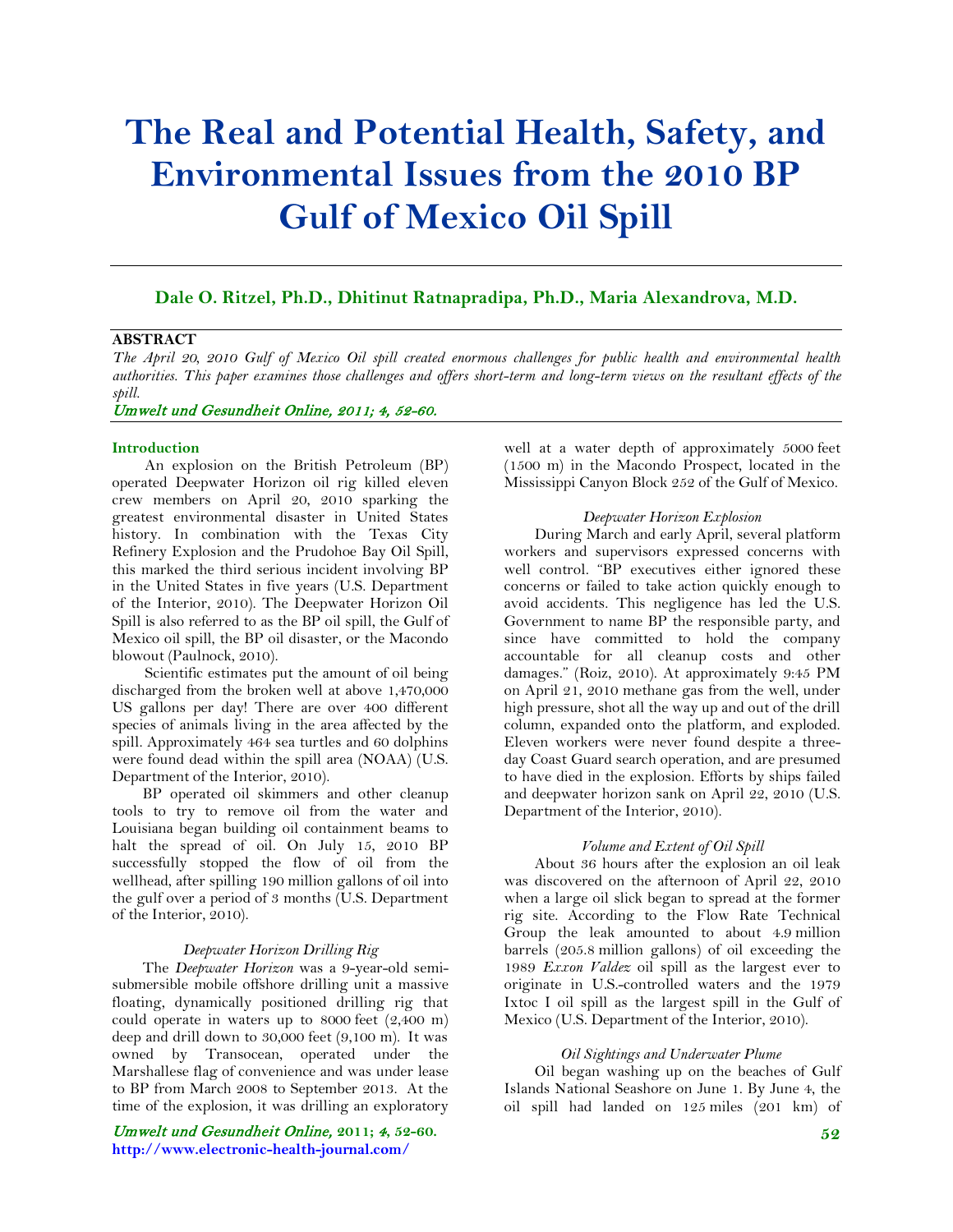# The Real and Potential Health, Safety, and Environmental Issues from the 2010 BP Gulf of Mexico Oil Spill

**Dale O. Ritzel, Ph.D., Dhitinut Ratnapradipa, Ph.D., Maria Alexandrova, M.D.**

**ABSTRACT**

*The April 20, 2010 Gulf of Mexico Oil spill created enormous challenges for public health and environmental health authorities. This paper examines those challenges and offers short-term and long-term views on the resultant effects of the spill.*

*Umwelt und Gesundheit Online, 2011; 4, 52-60.*

## Introduction

An explosion on the British Petroleum (BP) operated Deepwater Horizon oil rig killed eleven crew members on April 20, 2010 sparking the greatest environmental disaster in United States history. In combination with the Texas City Refinery Explosion and the Prudohoe Bay Oil Spill, this marked the third serious incident involving BP in the United States in five years (U.S. Department of the Interior, 2010). The Deepwater Horizon Oil Spill is also referred to as the BP oil spill, the Gulf of Mexico oil spill, the BP oil disaster, or the Macondo blowout (Paulnock, 2010).

Scientific estimates put the amount of oil being discharged from the broken well at above 1,470,000 US gallons per day! There are over 400 different species of animals living in the area affected by the spill. Approximately 464 sea turtles and 60 dolphins were found dead within the spill area (NOAA) (U.S. Department of the Interior, 2010).

BP operated oil skimmers and other cleanup tools to try to remove oil from the water and Louisiana began building oil containment beams to halt the spread of oil. On July 15, 2010 BP successfully stopped the flow of oil from the wellhead, after spilling 190 million gallons of oil into the gulf over a period of 3 months (U.S. Department of the Interior, 2010).

### *Deepwater Horizon Drilling Rig*

The *Deepwater Horizon* was a 9-year-old semi-submersible mobile offshore drilling unit a massive floating, dynamically positioned drilling rig that could operate in waters up to 8000 feet (2,400 m) deep and drill down to 30,000 feet (9,100 m). It was owned by Transocean, operated under the Marshallese flag of convenience and was under lease to BP from March 2008 to September 2013. At the time of the explosion, it was drilling an exploratory well at a water depth of approximately 5000 feet (1500 m) in the Macondo Prospect, located in the Mississippi Canyon Block 252 of the Gulf of Mexico.

### *Deepwater Horizon Explosion*

During March and early April, several platform workers and supervisors expressed concerns with well control. "BP executives either ignored these concerns or failed to take action quickly enough to avoid accidents. This negligence has led the U.S. Government to name BP the responsible party, and since have committed to hold the company accountable for all cleanup costs and other damages." (Roiz, 2010). At approximately 9:45 PM on April 21, 2010 methane gas from the well, under high pressure, shot all the way up and out of the drill column, expanded onto the platform, and exploded. Eleven workers were never found despite a three-day Coast Guard search operation, and are presumed to have died in the explosion. Efforts by ships failed and deepwater horizon sank on April 22, 2010 (U.S. Department of the Interior, 2010).

### *Volume and Extent of Oil Spill*

About 36 hours after the explosion an oil leak was discovered on the afternoon of April 22, 2010 when a large oil slick began to spread at the former rig site. According to the Flow Rate Technical Group the leak amounted to about 4.9 million barrels (205.8 million gallons) of oil exceeding the 1989 *Exxon Valdez* oil spill as the largest ever to originate in U.S.-controlled waters and the 1979 Ixtoc I oil spill as the largest spill in the Gulf of Mexico (U.S. Department of the Interior, 2010).

### *Oil Sightings and Underwater Plume*

Oil began washing up on the beaches of Gulf Islands National Seashore on June 1. By June 4, the oil spill had landed on 125 miles (201 km) of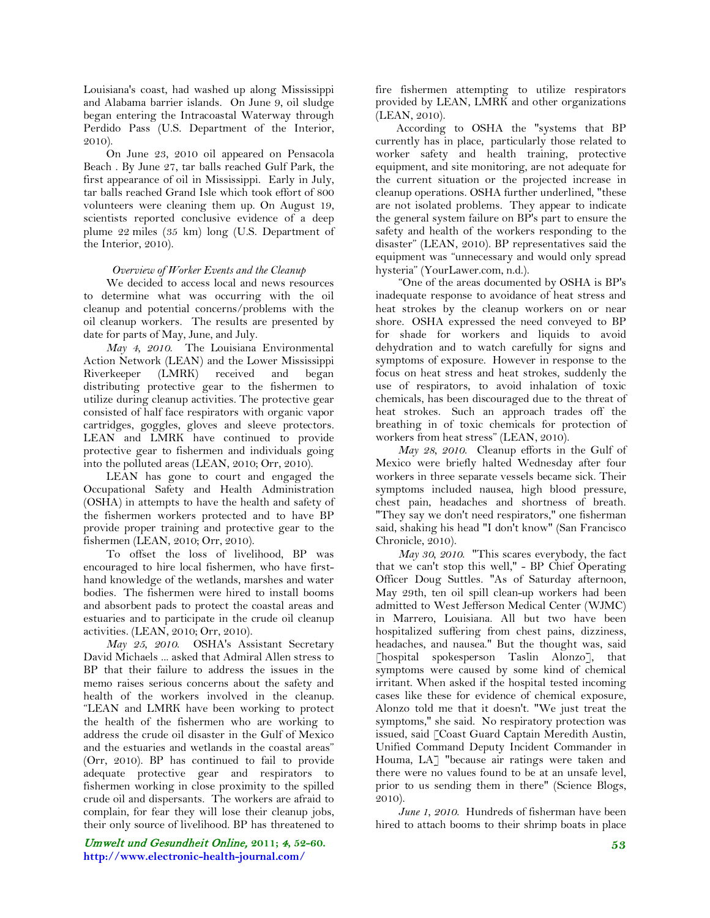Louisiana's coast, had washed up along Mississippi and Alabama barrier islands. On June 9, oil sludge began entering the Intracoastal Waterway through Perdido Pass (U.S. Department of the Interior, 2010).

On June 23, 2010 oil appeared on Pensacola Beach . By June 27, tar balls reached Gulf Park, the first appearance of oil in Mississippi. Early in July, tar balls reached Grand Isle which took effort of 800 volunteers were cleaning them up. On August 19, scientists reported conclusive evidence of a deep plume 22 miles (35 km) long (U.S. Department of the Interior, 2010).

### *Overview of Worker Events and the Cleanup*

We decided to access local and news resources to determine what was occurring with the oil cleanup and potential concerns/problems with the oil cleanup workers. The results are presented by date for parts of May, June, and July.

*May 4, 2010.* The Louisiana Environmental Action Network (LEAN) and the Lower Mississippi Riverkeeper (LMRK) received and began distributing protective gear to the fishermen to utilize during cleanup activities. The protective gear consisted of half face respirators with organic vapor cartridges, goggles, gloves and sleeve protectors. LEAN and LMRK have continued to provide protective gear to fishermen and individuals going into the polluted areas (LEAN, 2010; Orr, 2010).

LEAN has gone to court and engaged the Occupational Safety and Health Administration (OSHA) in attempts to have the health and safety of the fishermen workers protected and to have BP provide proper training and protective gear to the fishermen (LEAN, 2010; Orr, 2010).

To offset the loss of livelihood, BP was encouraged to hire local fishermen, who have first-hand knowledge of the wetlands, marshes and water bodies. The fishermen were hired to install booms and absorbent pads to protect the coastal areas and estuaries and to participate in the crude oil cleanup activities. (LEAN, 2010; Orr, 2010).

*May 25, 2010.* OSHA's Assistant Secretary David Michaels ... asked that Admiral Allen stress to BP that their failure to address the issues in the memo raises serious concerns about the safety and health of the workers involved in the cleanup. "LEAN and LMRK have been working to protect the health of the fishermen who are working to address the crude oil disaster in the Gulf of Mexico and the estuaries and wetlands in the coastal areas" (Orr, 2010). BP has continued to fail to provide adequate protective gear and respirators to fishermen working in close proximity to the spilled crude oil and dispersants. The workers are afraid to complain, for fear they will lose their cleanup jobs, their only source of livelihood. BP has threatened to fire fishermen attempting to utilize respirators provided by LEAN, LMRK and other organizations (LEAN, 2010).

According to OSHA the "systems that BP currently has in place, particularly those related to worker safety and health training, protective equipment, and site monitoring, are not adequate for the current situation or the projected increase in cleanup operations. OSHA further underlined, "these are not isolated problems. They appear to indicate the general system failure on BP's part to ensure the safety and health of the workers responding to the disaster" (LEAN, 2010). BP representatives said the equipment was "unnecessary and would only spread hysteria" (YourLawer.com, n.d.).

"One of the areas documented by OSHA is BP's inadequate response to avoidance of heat stress and heat strokes by the cleanup workers on or near shore. OSHA expressed the need conveyed to BP for shade for workers and liquids to avoid dehydration and to watch carefully for signs and symptoms of exposure. However in response to the focus on heat stress and heat strokes, suddenly the use of respirators, to avoid inhalation of toxic chemicals, has been discouraged due to the threat of heat strokes. Such an approach trades off the breathing in of toxic chemicals for protection of workers from heat stress" (LEAN, 2010).

*May 28, 2010.* Cleanup efforts in the Gulf of Mexico were briefly halted Wednesday after four workers in three separate vessels became sick. Their symptoms included nausea, high blood pressure, chest pain, headaches and shortness of breath. "They say we don't need respirators," one fisherman said, shaking his head "I don't know" (San Francisco Chronicle, 2010).

*May 30, 2010.* "This scares everybody, the fact that we can't stop this well," - BP Chief Operating Officer Doug Suttles. "As of Saturday afternoon, May 29th, ten oil spill clean-up workers had been admitted to West Jefferson Medical Center (WJMC) in Marrero, Louisiana. All but two have been hospitalized suffering from chest pains, dizziness, headaches, and nausea." But the thought was, said [hospital spokesperson Taslin Alonzo], that symptoms were caused by some kind of chemical irritant. When asked if the hospital tested incoming cases like these for evidence of chemical exposure, Alonzo told me that it doesn't. "We just treat the symptoms," she said. No respiratory protection was issued, said [Coast Guard Captain Meredith Austin, Unified Command Deputy Incident Commander in Houma, LA] "because air ratings were taken and there were no values found to be at an unsafe level, prior to us sending them in there" (Science Blogs, 2010).

*June 1, 2010.* Hundreds of fisherman have been hired to attach booms to their shrimp boats in place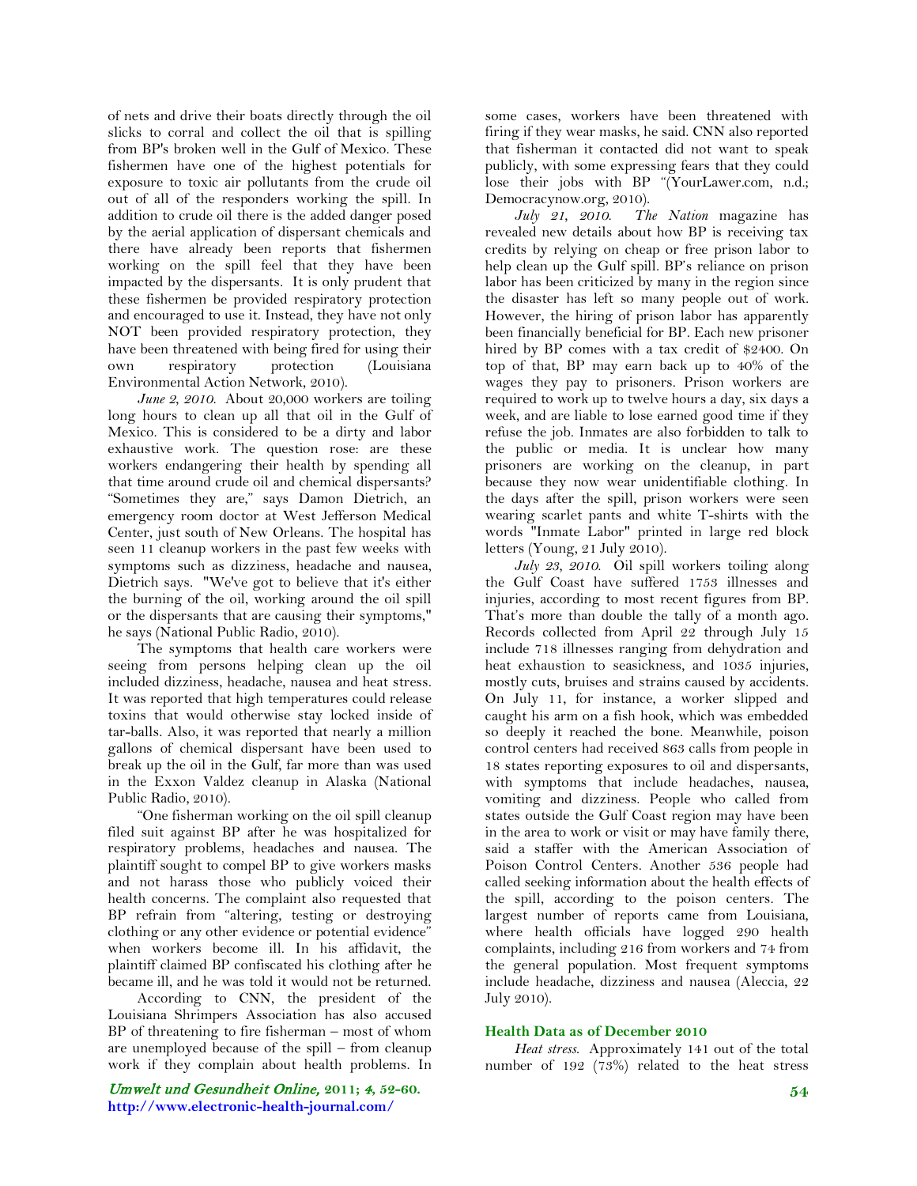of nets and drive their boats directly through the oil slicks to corral and collect the oil that is spilling from BP's broken well in the Gulf of Mexico. These fishermen have one of the highest potentials for exposure to toxic air pollutants from the crude oil out of all of the responders working the spill. In addition to crude oil there is the added danger posed by the aerial application of dispersant chemicals and there have already been reports that fishermen working on the spill feel that they have been impacted by the dispersants. It is only prudent that these fishermen be provided respiratory protection and encouraged to use it. Instead, they have not only NOT been provided respiratory protection, they have been threatened with being fired for using their own respiratory protection (Louisiana Environmental Action Network, 2010).

*June 2, 2010.* About 20,000 workers are toiling long hours to clean up all that oil in the Gulf of Mexico. This is considered to be a dirty and labor exhaustive work. The question rose: are these workers endangering their health by spending all that time around crude oil and chemical dispersants? "Sometimes they are," says Damon Dietrich, an emergency room doctor at West Jefferson Medical Center, just south of New Orleans. The hospital has seen 11 cleanup workers in the past few weeks with symptoms such as dizziness, headache and nausea, Dietrich says. "We've got to believe that it's either the burning of the oil, working around the oil spill or the dispersants that are causing their symptoms," he says (National Public Radio, 2010).

The symptoms that health care workers were seeing from persons helping clean up the oil included dizziness, headache, nausea and heat stress. It was reported that high temperatures could release toxins that would otherwise stay locked inside of tar-balls. Also, it was reported that nearly a million gallons of chemical dispersant have been used to break up the oil in the Gulf, far more than was used in the Exxon Valdez cleanup in Alaska (National Public Radio, 2010).

"One fisherman working on the oil spill cleanup filed suit against BP after he was hospitalized for respiratory problems, headaches and nausea. The plaintiff sought to compel BP to give workers masks and not harass those who publicly voiced their health concerns. The complaint also requested that BP refrain from "altering, testing or destroying clothing or any other evidence or potential evidence" when workers become ill. In his affidavit, the plaintiff claimed BP confiscated his clothing after he became ill, and he was told it would not be returned.

According to CNN, the president of the Louisiana Shrimpers Association has also accused BP of threatening to fire fisherman – most of whom are unemployed because of the spill – from cleanup work if they complain about health problems. In some cases, workers have been threatened with firing if they wear masks, he said. CNN also reported that fisherman it contacted did not want to speak publicly, with some expressing fears that they could lose their jobs with BP "(YourLawer.com, n.d.; Democracynow.org, 2010).

*July 21, 2010. The Nation* magazine has revealed new details about how BP is receiving tax credits by relying on cheap or free prison labor to help clean up the Gulf spill. BP's reliance on prison labor has been criticized by many in the region since the disaster has left so many people out of work. However, the hiring of prison labor has apparently been financially beneficial for BP. Each new prisoner hired by BP comes with a tax credit of $2400. On top of that, BP may earn back up to 40% of the wages they pay to prisoners. Prison workers are required to work up to twelve hours a day, six days a week, and are liable to lose earned good time if they refuse the job. Inmates are also forbidden to talk to the public or media. It is unclear how many prisoners are working on the cleanup, in part because they now wear unidentifiable clothing. In the days after the spill, prison workers were seen wearing scarlet pants and white T-shirts with the words "Inmate Labor" printed in large red block letters (Young, 21 July 2010).

*July 23, 2010.* Oil spill workers toiling along the Gulf Coast have suffered 1753 illnesses and injuries, according to most recent figures from BP. That's more than double the tally of a month ago. Records collected from April 22 through July 15 include 718 illnesses ranging from dehydration and heat exhaustion to seasickness, and 1035 injuries, mostly cuts, bruises and strains caused by accidents. On July 11, for instance, a worker slipped and caught his arm on a fish hook, which was embedded so deeply it reached the bone. Meanwhile, poison control centers had received 863 calls from people in 18 states reporting exposures to oil and dispersants, with symptoms that include headaches, nausea, vomiting and dizziness. People who called from states outside the Gulf Coast region may have been in the area to work or visit or may have family there, said a staffer with the American Association of Poison Control Centers. Another 536 people had called seeking information about the health effects of the spill, according to the poison centers. The largest number of reports came from Louisiana, where health officials have logged 290 health complaints, including 216 from workers and 74 from the general population. Most frequent symptoms include headache, dizziness and nausea (Aleccia, 22 July 2010).

## Health Data as of December 2010

*Heat stress.* Approximately 141 out of the total number of 192 (73%) related to the heat stress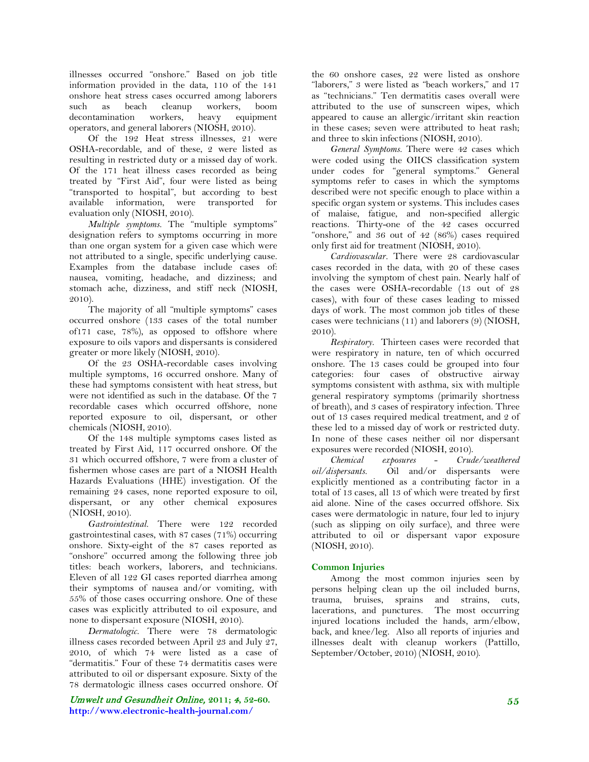illnesses occurred "onshore." Based on job title information provided in the data, 110 of the 141 onshore heat stress cases occurred among laborers such as beach cleanup workers, boom decontamination workers, heavy equipment operators, and general laborers (NIOSH, 2010).

Of the 192 Heat stress illnesses, 21 were OSHA-recordable, and of these, 2 were listed as resulting in restricted duty or a missed day of work. Of the 171 heat illness cases recorded as being treated by "First Aid", four were listed as being "transported to hospital", but according to best available information, were transported for evaluation only (NIOSH, 2010).

*Multiple symptoms.* The "multiple symptoms" designation refers to symptoms occurring in more than one organ system for a given case which were not attributed to a single, specific underlying cause. Examples from the database include cases of: nausea, vomiting, headache, and dizziness; and stomach ache, dizziness, and stiff neck (NIOSH, 2010).

The majority of all "multiple symptoms" cases occurred onshore (133 cases of the total number of171 case, 78%), as opposed to offshore where exposure to oils vapors and dispersants is considered greater or more likely (NIOSH, 2010).

Of the 23 OSHA-recordable cases involving multiple symptoms, 16 occurred onshore. Many of these had symptoms consistent with heat stress, but were not identified as such in the database. Of the 7 recordable cases which occurred offshore, none reported exposure to oil, dispersant, or other chemicals (NIOSH, 2010).

Of the 148 multiple symptoms cases listed as treated by First Aid, 117 occurred onshore. Of the 31 which occurred offshore, 7 were from a cluster of fishermen whose cases are part of a NIOSH Health Hazards Evaluations (HHE) investigation. Of the remaining 24 cases, none reported exposure to oil, dispersant, or any other chemical exposures (NIOSH, 2010).

*Gastrointestinal.* There were 122 recorded gastrointestinal cases, with 87 cases (71%) occurring onshore. Sixty-eight of the 87 cases reported as "onshore" occurred among the following three job titles: beach workers, laborers, and technicians. Eleven of all 122 GI cases reported diarrhea among their symptoms of nausea and/or vomiting, with 55% of those cases occurring onshore. One of these cases was explicitly attributed to oil exposure, and none to dispersant exposure (NIOSH, 2010).

*Dermatologic.* There were 78 dermatologic illness cases recorded between April 23 and July 27, 2010, of which 74 were listed as a case of "dermatitis." Four of these 74 dermatitis cases were attributed to oil or dispersant exposure. Sixty of the 78 dermatologic illness cases occurred onshore. Of the 60 onshore cases, 22 were listed as onshore "laborers," 3 were listed as "beach workers," and 17 as "technicians." Ten dermatitis cases overall were attributed to the use of sunscreen wipes, which appeared to cause an allergic/irritant skin reaction in these cases; seven were attributed to heat rash; and three to skin infections (NIOSH, 2010).

*General Symptoms.* There were 42 cases which were coded using the OIICS classification system under codes for "general symptoms." General symptoms refer to cases in which the symptoms described were not specific enough to place within a specific organ system or systems. This includes cases of malaise, fatigue, and non-specified allergic reactions. Thirty-one of the 42 cases occurred "onshore," and 36 out of 42 (86%) cases required only first aid for treatment (NIOSH, 2010).

*Cardiovascular.* There were 28 cardiovascular cases recorded in the data, with 20 of these cases involving the symptom of chest pain. Nearly half of the cases were OSHA-recordable (13 out of 28 cases), with four of these cases leading to missed days of work. The most common job titles of these cases were technicians (11) and laborers (9) (NIOSH, 2010).

*Respiratory.* Thirteen cases were recorded that were respiratory in nature, ten of which occurred onshore. The 13 cases could be grouped into four categories: four cases of obstructive airway symptoms consistent with asthma, six with multiple general respiratory symptoms (primarily shortness of breath), and 3 cases of respiratory infection. Three out of 13 cases required medical treatment, and 2 of these led to a missed day of work or restricted duty. In none of these cases neither oil nor dispersant exposures were recorded (NIOSH, 2010).

*Chemical exposures - Crude/weathered oil/dispersants.* Oil and/or dispersants were explicitly mentioned as a contributing factor in a total of 13 cases, all 13 of which were treated by first aid alone. Nine of the cases occurred offshore. Six cases were dermatologic in nature, four led to injury (such as slipping on oily surface), and three were attributed to oil or dispersant vapor exposure (NIOSH, 2010).

### Common Injuries

Among the most common injuries seen by persons helping clean up the oil included burns, trauma, bruises, sprains and strains, cuts, lacerations, and punctures. The most occurring injured locations included the hands, arm/elbow, back, and knee/leg. Also all reports of injuries and illnesses dealt with cleanup workers (Pattillo, September/October, 2010) (NIOSH, 2010).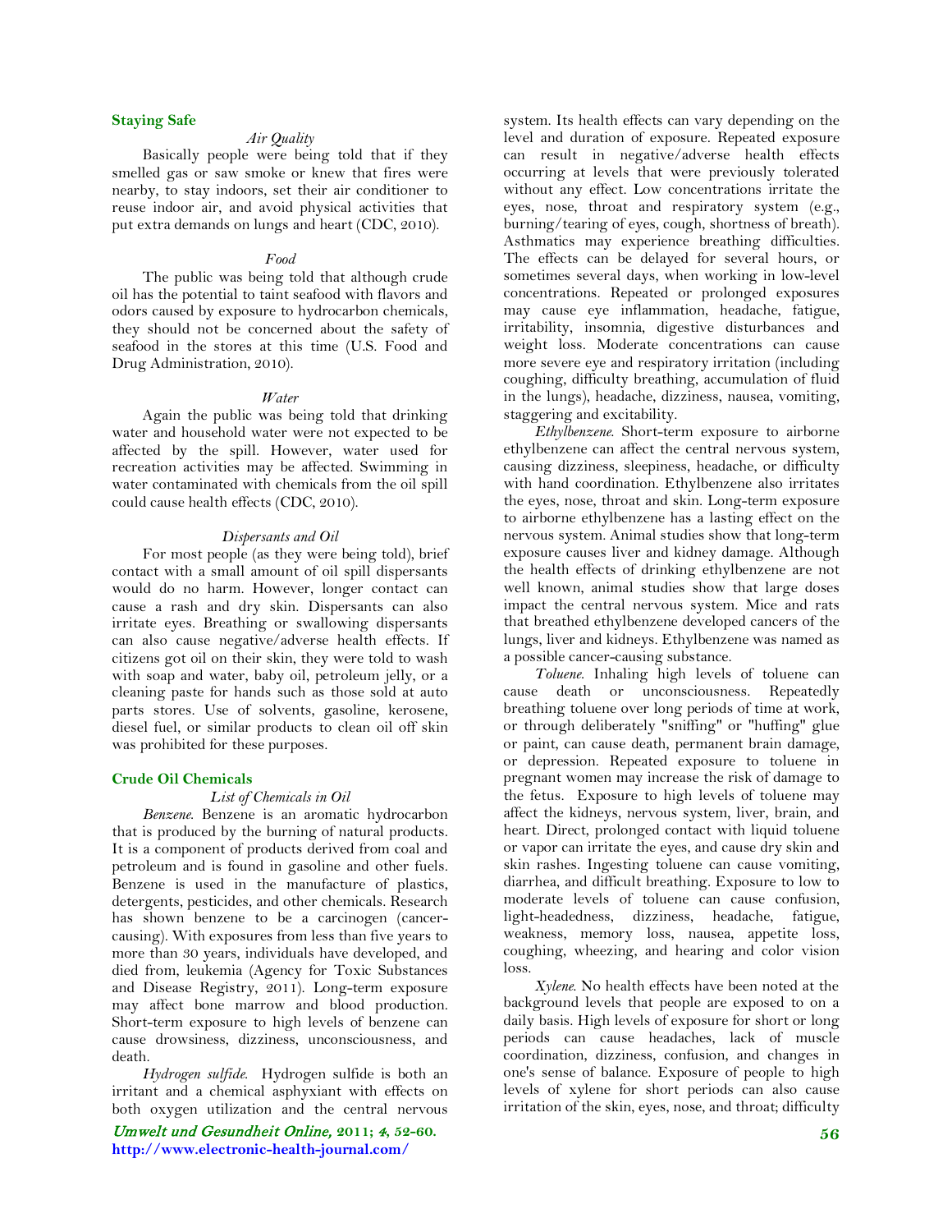## Staying Safe

### *Air Quality*

Basically people were being told that if they smelled gas or saw smoke or knew that fires were nearby, to stay indoors, set their air conditioner to reuse indoor air, and avoid physical activities that put extra demands on lungs and heart (CDC, 2010).

### *Food*

The public was being told that although crude oil has the potential to taint seafood with flavors and odors caused by exposure to hydrocarbon chemicals, they should not be concerned about the safety of seafood in the stores at this time (U.S. Food and Drug Administration, 2010).

### *Water*

Again the public was being told that drinking water and household water were not expected to be affected by the spill. However, water used for recreation activities may be affected. Swimming in water contaminated with chemicals from the oil spill could cause health effects (CDC, 2010).

### *Dispersants and Oil*

For most people (as they were being told), brief contact with a small amount of oil spill dispersants would do no harm. However, longer contact can cause a rash and dry skin. Dispersants can also irritate eyes. Breathing or swallowing dispersants can also cause negative/adverse health effects. If citizens got oil on their skin, they were told to wash with soap and water, baby oil, petroleum jelly, or a cleaning paste for hands such as those sold at auto parts stores. Use of solvents, gasoline, kerosene, diesel fuel, or similar products to clean oil off skin was prohibited for these purposes.

## Crude Oil Chemicals

### *List of Chemicals in Oil*

*Benzene.* Benzene is an aromatic hydrocarbon that is produced by the burning of natural products. It is a component of products derived from coal and petroleum and is found in gasoline and other fuels. Benzene is used in the manufacture of plastics, detergents, pesticides, and other chemicals. Research has shown benzene to be a carcinogen (cancer-causing). With exposures from less than five years to more than 30 years, individuals have developed, and died from, leukemia (Agency for Toxic Substances and Disease Registry, 2011). Long-term exposure may affect bone marrow and blood production. Short-term exposure to high levels of benzene can cause drowsiness, dizziness, unconsciousness, and death.

*Hydrogen sulfide.* Hydrogen sulfide is both an irritant and a chemical asphyxiant with effects on both oxygen utilization and the central nervous system. Its health effects can vary depending on the level and duration of exposure. Repeated exposure can result in negative/adverse health effects occurring at levels that were previously tolerated without any effect. Low concentrations irritate the eyes, nose, throat and respiratory system (e.g., burning/tearing of eyes, cough, shortness of breath). Asthmatics may experience breathing difficulties. The effects can be delayed for several hours, or sometimes several days, when working in low-level concentrations. Repeated or prolonged exposures may cause eye inflammation, headache, fatigue, irritability, insomnia, digestive disturbances and weight loss. Moderate concentrations can cause more severe eye and respiratory irritation (including coughing, difficulty breathing, accumulation of fluid in the lungs), headache, dizziness, nausea, vomiting, staggering and excitability.

*Ethylbenzene.* Short-term exposure to airborne ethylbenzene can affect the central nervous system, causing dizziness, sleepiness, headache, or difficulty with hand coordination. Ethylbenzene also irritates the eyes, nose, throat and skin. Long-term exposure to airborne ethylbenzene has a lasting effect on the nervous system. Animal studies show that long-term exposure causes liver and kidney damage. Although the health effects of drinking ethylbenzene are not well known, animal studies show that large doses impact the central nervous system. Mice and rats that breathed ethylbenzene developed cancers of the lungs, liver and kidneys. Ethylbenzene was named as a possible cancer-causing substance.

*Toluene.* Inhaling high levels of toluene can cause death or unconsciousness. Repeatedly breathing toluene over long periods of time at work, or through deliberately "sniffing" or "huffing" glue or paint, can cause death, permanent brain damage, or depression. Repeated exposure to toluene in pregnant women may increase the risk of damage to the fetus. Exposure to high levels of toluene may affect the kidneys, nervous system, liver, brain, and heart. Direct, prolonged contact with liquid toluene or vapor can irritate the eyes, and cause dry skin and skin rashes. Ingesting toluene can cause vomiting, diarrhea, and difficult breathing. Exposure to low to moderate levels of toluene can cause confusion, light-headedness, dizziness, headache, fatigue, weakness, memory loss, nausea, appetite loss, coughing, wheezing, and hearing and color vision loss.

*Xylene.* No health effects have been noted at the background levels that people are exposed to on a daily basis. High levels of exposure for short or long periods can cause headaches, lack of muscle coordination, dizziness, confusion, and changes in one's sense of balance. Exposure of people to high levels of xylene for short periods can also cause irritation of the skin, eyes, nose, and throat; difficulty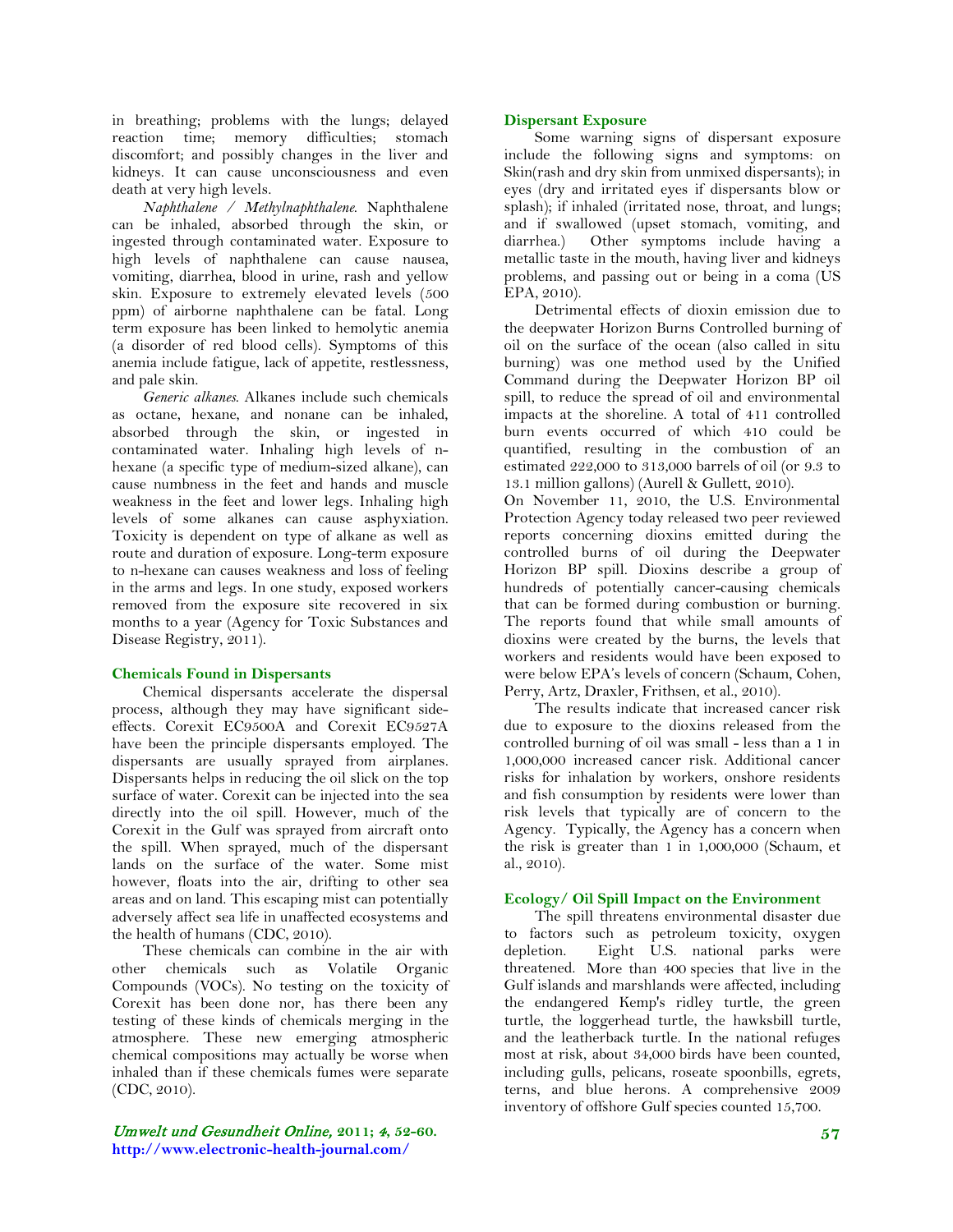in breathing; problems with the lungs; delayed reaction time; memory difficulties; stomach discomfort; and possibly changes in the liver and kidneys. It can cause unconsciousness and even death at very high levels.

*Naphthalene / Methylnaphthalene.* Naphthalene can be inhaled, absorbed through the skin, or ingested through contaminated water. Exposure to high levels of naphthalene can cause nausea, vomiting, diarrhea, blood in urine, rash and yellow skin. Exposure to extremely elevated levels (500 ppm) of airborne naphthalene can be fatal. Long term exposure has been linked to hemolytic anemia (a disorder of red blood cells). Symptoms of this anemia include fatigue, lack of appetite, restlessness, and pale skin.

*Generic alkanes.* Alkanes include such chemicals as octane, hexane, and nonane can be inhaled, absorbed through the skin, or ingested in contaminated water. Inhaling high levels of n-hexane (a specific type of medium-sized alkane), can cause numbness in the feet and hands and muscle weakness in the feet and lower legs. Inhaling high levels of some alkanes can cause asphyxiation. Toxicity is dependent on type of alkane as well as route and duration of exposure. Long-term exposure to n-hexane can causes weakness and loss of feeling in the arms and legs. In one study, exposed workers removed from the exposure site recovered in six months to a year (Agency for Toxic Substances and Disease Registry, 2011).

### Chemicals Found in Dispersants

Chemical dispersants accelerate the dispersal process, although they may have significant side-effects. Corexit EC9500A and Corexit EC9527A have been the principle dispersants employed. The dispersants are usually sprayed from airplanes. Dispersants helps in reducing the oil slick on the top surface of water. Corexit can be injected into the sea directly into the oil spill. However, much of the Corexit in the Gulf was sprayed from aircraft onto the spill. When sprayed, much of the dispersant lands on the surface of the water. Some mist however, floats into the air, drifting to other sea areas and on land. This escaping mist can potentially adversely affect sea life in unaffected ecosystems and the health of humans (CDC, 2010).

These chemicals can combine in the air with other chemicals such as Volatile Organic Compounds (VOCs). No testing on the toxicity of Corexit has been done nor, has there been any testing of these kinds of chemicals merging in the atmosphere. These new emerging atmospheric chemical compositions may actually be worse when inhaled than if these chemicals fumes were separate (CDC, 2010).

### Dispersant Exposure

Some warning signs of dispersant exposure include the following signs and symptoms: on Skin(rash and dry skin from unmixed dispersants); in eyes (dry and irritated eyes if dispersants blow or splash); if inhaled (irritated nose, throat, and lungs; and if swallowed (upset stomach, vomiting, and diarrhea.) Other symptoms include having a metallic taste in the mouth, having liver and kidneys problems, and passing out or being in a coma (US EPA, 2010).

Detrimental effects of dioxin emission due to the deepwater Horizon Burns Controlled burning of oil on the surface of the ocean (also called in situ burning) was one method used by the Unified Command during the Deepwater Horizon BP oil spill, to reduce the spread of oil and environmental impacts at the shoreline. A total of 411 controlled burn events occurred of which 410 could be quantified, resulting in the combustion of an estimated 222,000 to 313,000 barrels of oil (or 9.3 to 13.1 million gallons) (Aurell & Gullett, 2010).

On November 11, 2010, the U.S. Environmental Protection Agency today released two peer reviewed reports concerning dioxins emitted during the controlled burns of oil during the Deepwater Horizon BP spill. Dioxins describe a group of hundreds of potentially cancer-causing chemicals that can be formed during combustion or burning. The reports found that while small amounts of dioxins were created by the burns, the levels that workers and residents would have been exposed to were below EPA's levels of concern (Schaum, Cohen, Perry, Artz, Draxler, Frithsen, et al., 2010).

The results indicate that increased cancer risk due to exposure to the dioxins released from the controlled burning of oil was small - less than a 1 in 1,000,000 increased cancer risk. Additional cancer risks for inhalation by workers, onshore residents and fish consumption by residents were lower than risk levels that typically are of concern to the Agency. Typically, the Agency has a concern when the risk is greater than 1 in 1,000,000 (Schaum, et al., 2010).

### Ecology/ Oil Spill Impact on the Environment

The spill threatens environmental disaster due to factors such as petroleum toxicity, oxygen depletion. Eight U.S. national parks were threatened. More than 400 species that live in the Gulf islands and marshlands were affected, including the endangered Kemp's ridley turtle, the green turtle, the loggerhead turtle, the hawksbill turtle, and the leatherback turtle. In the national refuges most at risk, about 34,000 birds have been counted, including gulls, pelicans, roseate spoonbills, egrets, terns, and blue herons. A comprehensive 2009 inventory of offshore Gulf species counted 15,700.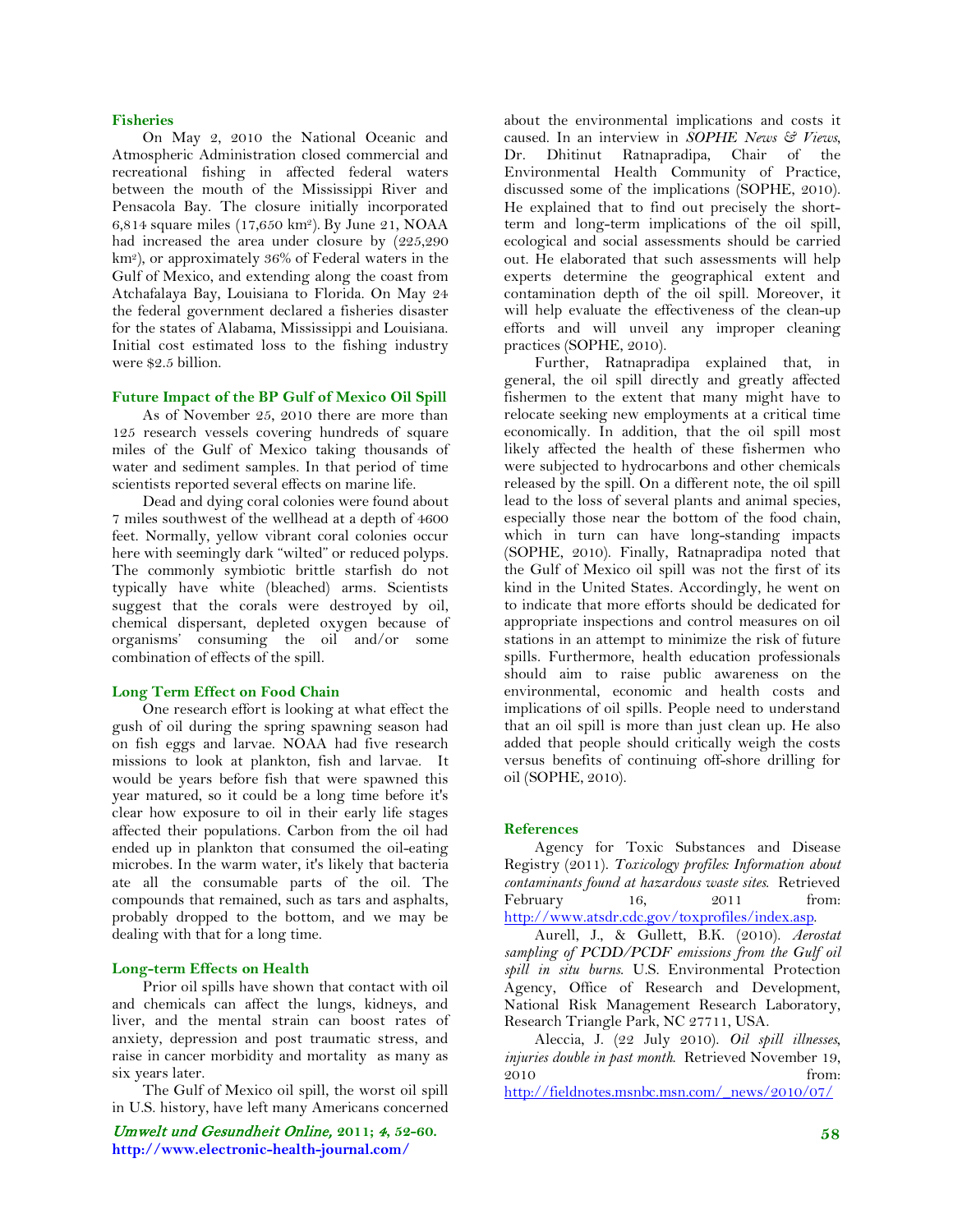### Fisheries

On May 2, 2010 the National Oceanic and Atmospheric Administration closed commercial and recreational fishing in affected federal waters between the mouth of the Mississippi River and Pensacola Bay. The closure initially incorporated 6,814 square miles (17,650 km²). By June 21, NOAA had increased the area under closure by (225,290 km²), or approximately 36% of Federal waters in the Gulf of Mexico, and extending along the coast from Atchafalaya Bay, Louisiana to Florida. On May 24 the federal government declared a fisheries disaster for the states of Alabama, Mississippi and Louisiana. Initial cost estimated loss to the fishing industry were $2.5 billion.

### Future Impact of the BP Gulf of Mexico Oil Spill

As of November 25, 2010 there are more than 125 research vessels covering hundreds of square miles of the Gulf of Mexico taking thousands of water and sediment samples. In that period of time scientists reported several effects on marine life.

Dead and dying coral colonies were found about 7 miles southwest of the wellhead at a depth of 4600 feet. Normally, yellow vibrant coral colonies occur here with seemingly dark "wilted" or reduced polyps. The commonly symbiotic brittle starfish do not typically have white (bleached) arms. Scientists suggest that the corals were destroyed by oil, chemical dispersant, depleted oxygen because of organisms' consuming the oil and/or some combination of effects of the spill.

### Long Term Effect on Food Chain

One research effort is looking at what effect the gush of oil during the spring spawning season had on fish eggs and larvae. NOAA had five research missions to look at plankton, fish and larvae. It would be years before fish that were spawned this year matured, so it could be a long time before it's clear how exposure to oil in their early life stages affected their populations. Carbon from the oil had ended up in plankton that consumed the oil-eating microbes. In the warm water, it's likely that bacteria ate all the consumable parts of the oil. The compounds that remained, such as tars and asphalts, probably dropped to the bottom, and we may be dealing with that for a long time.

### Long-term Effects on Health

Prior oil spills have shown that contact with oil and chemicals can affect the lungs, kidneys, and liver, and the mental strain can boost rates of anxiety, depression and post traumatic stress, and raise in cancer morbidity and mortality as many as six years later.

The Gulf of Mexico oil spill, the worst oil spill in U.S. history, have left many Americans concerned about the environmental implications and costs it caused. In an interview in *SOPHE News & Views*, Dr. Dhitinut Ratnapradipa, Chair of the Environmental Health Community of Practice, discussed some of the implications (SOPHE, 2010). He explained that to find out precisely the short-term and long-term implications of the oil spill, ecological and social assessments should be carried out. He elaborated that such assessments will help experts determine the geographical extent and contamination depth of the oil spill. Moreover, it will help evaluate the effectiveness of the clean-up efforts and will unveil any improper cleaning practices (SOPHE, 2010).

Further, Ratnapradipa explained that, in general, the oil spill directly and greatly affected fishermen to the extent that many might have to relocate seeking new employments at a critical time economically. In addition, that the oil spill most likely affected the health of these fishermen who were subjected to hydrocarbons and other chemicals released by the spill. On a different note, the oil spill lead to the loss of several plants and animal species, especially those near the bottom of the food chain, which in turn can have long-standing impacts (SOPHE, 2010). Finally, Ratnapradipa noted that the Gulf of Mexico oil spill was not the first of its kind in the United States. Accordingly, he went on to indicate that more efforts should be dedicated for appropriate inspections and control measures on oil stations in an attempt to minimize the risk of future spills. Furthermore, health education professionals should aim to raise public awareness on the environmental, economic and health costs and implications of oil spills. People need to understand that an oil spill is more than just clean up. He also added that people should critically weigh the costs versus benefits of continuing off-shore drilling for oil (SOPHE, 2010).

### References

Agency for Toxic Substances and Disease Registry (2011). *Toxicology profiles: Information about contaminants found at hazardous waste sites.* Retrieved February 16, 2011 from: http://www.atsdr.cdc.gov/toxprofiles/index.asp.

Aurell, J., & Gullett, B.K. (2010). *Aerostat sampling of PCDD/PCDF emissions from the Gulf oil spill in situ burns.* U.S. Environmental Protection Agency, Office of Research and Development, National Risk Management Research Laboratory, Research Triangle Park, NC 27711, USA.

Aleccia, J. (22 July 2010). *Oil spill illnesses, injuries double in past month.* Retrieved November 19, 2010 from: http://fieldnotes.msnbc.msn.com/_news/2010/07/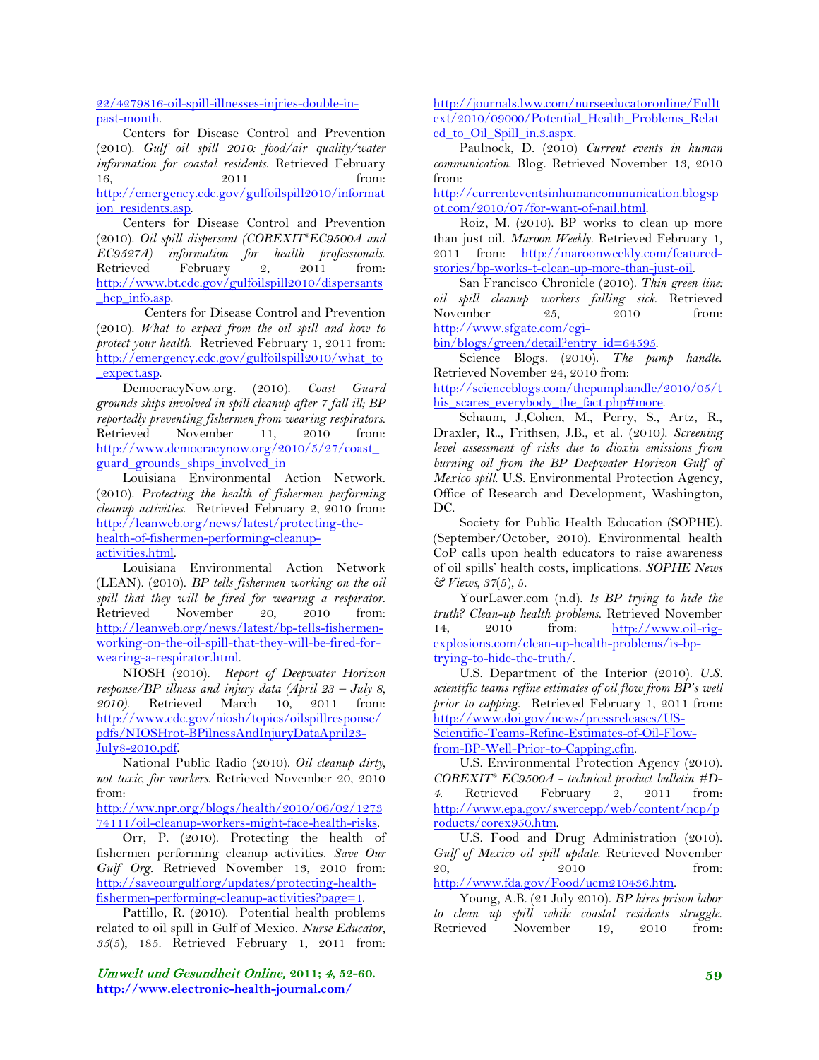22/4279816-oil-spill-illnesses-injries-double-in-past-month.

Centers for Disease Control and Prevention (2010). *Gulf oil spill 2010: food/air quality/water information for coastal residents*. Retrieved February 16, 2011 from: http://emergency.cdc.gov/gulfoilspill2010/information_residents.asp.

Centers for Disease Control and Prevention (2010). *Oil spill dispersant (COREXIT®EC9500A and EC9527A) information for health professionals*. Retrieved February 2, 2011 from: http://www.bt.cdc.gov/gulfoilspill2010/dispersants_hcp_info.asp.

Centers for Disease Control and Prevention (2010). *What to expect from the oil spill and how to protect your health*. Retrieved February 1, 2011 from: http://emergency.cdc.gov/gulfoilspill2010/what_to_expect.asp.

DemocracyNow.org. (2010). *Coast Guard grounds ships involved in spill cleanup after 7 fall ill; BP reportedly preventing fishermen from wearing respirators*. Retrieved November 11, 2010 from: http://www.democracynow.org/2010/5/27/coast_guard_grounds_ships_involved_in

Louisiana Environmental Action Network. (2010). *Protecting the health of fishermen performing cleanup activities*. Retrieved February 2, 2010 from: http://leanweb.org/news/latest/protecting-the-health-of-fishermen-performing-cleanup-activities.html.

Louisiana Environmental Action Network (LEAN). (2010). *BP tells fishermen working on the oil spill that they will be fired for wearing a respirator*. Retrieved November 20, 2010 from: http://leanweb.org/news/latest/bp-tells-fishermen-working-on-the-oil-spill-that-they-will-be-fired-for-wearing-a-respirator.html.

NIOSH (2010). *Report of Deepwater Horizon response/BP illness and injury data (April 23 – July 8, 2010)*. Retrieved March 10, 2011 from: http://www.cdc.gov/niosh/topics/oilspillresponse/pdfs/NIOSHrot-BPilnessAndInjuryDataApril23-July8-2010.pdf.

National Public Radio (2010). *Oil cleanup dirty, not toxic, for workers*. Retrieved November 20, 2010 from: http://ww.npr.org/blogs/health/2010/06/02/127374111/oil-cleanup-workers-might-face-health-risks.

Orr, P. (2010). Protecting the health of fishermen performing cleanup activities. *Save Our Gulf Org*. Retrieved November 13, 2010 from: http://saveourgulf.org/updates/protecting-health-fishermen-performing-cleanup-activities?page=1.

Pattillo, R. (2010). Potential health problems related to oil spill in Gulf of Mexico. *Nurse Educator, 35*(5), 185. Retrieved February 1, 2011 from: http://journals.lww.com/nurseeducatoronline/Fulltext/2010/09000/Potential_Health_Problems_Related_to_Oil_Spill_in.3.aspx.

Paulnock, D. (2010) *Current events in human communication*. Blog. Retrieved November 13, 2010 from: http://currenteventsinhumancommunication.blogspot.com/2010/07/for-want-of-nail.html.

Roiz, M. (2010). BP works to clean up more than just oil. *Maroon Weekly*. Retrieved February 1, 2011 from: http://maroonweekly.com/featured-stories/bp-works-t-clean-up-more-than-just-oil.

San Francisco Chronicle (2010). *Thin green line: oil spill cleanup workers falling sick*. Retrieved November 25, 2010 from: http://www.sfgate.com/cgi-bin/blogs/green/detail?entry_id=64595.

Science Blogs. (2010). *The pump handle*. Retrieved November 24, 2010 from: http://scienceblogs.com/thepumphandle/2010/05/this_scares_everybody_the_fact.php#more.

Schaum, J.,Cohen, M., Perry, S., Artz, R., Draxler, R.., Frithsen, J.B., et al. (2010). *Screening level assessment of risks due to dioxin emissions from burning oil from the BP Deepwater Horizon Gulf of Mexico spill*. U.S. Environmental Protection Agency, Office of Research and Development, Washington, DC.

Society for Public Health Education (SOPHE). (September/October, 2010). Environmental health CoP calls upon health educators to raise awareness of oil spills' health costs, implications. *SOPHE News & Views, 37*(5), 5.

YourLawer.com (n.d). *Is BP trying to hide the truth? Clean-up health problems*. Retrieved November 14, 2010 from: http://www.oil-rig-explosions.com/clean-up-health-problems/is-bp-trying-to-hide-the-truth/.

U.S. Department of the Interior (2010). *U.S. scientific teams refine estimates of oil flow from BP's well prior to capping*. Retrieved February 1, 2011 from: http://www.doi.gov/news/pressreleases/US-Scientific-Teams-Refine-Estimates-of-Oil-Flow-from-BP-Well-Prior-to-Capping.cfm.

U.S. Environmental Protection Agency (2010). *COREXIT® EC9500A - technical product bulletin #D-4*. Retrieved February 2, 2011 from: http://www.epa.gov/swercepp/web/content/ncp/products/corex950.htm.

U.S. Food and Drug Administration (2010). *Gulf of Mexico oil spill update*. Retrieved November 20, 2010 from: http://www.fda.gov/Food/ucm210436.htm.

Young, A.B. (21 July 2010). *BP hires prison labor to clean up spill while coastal residents struggle*. Retrieved November 19, 2010 from: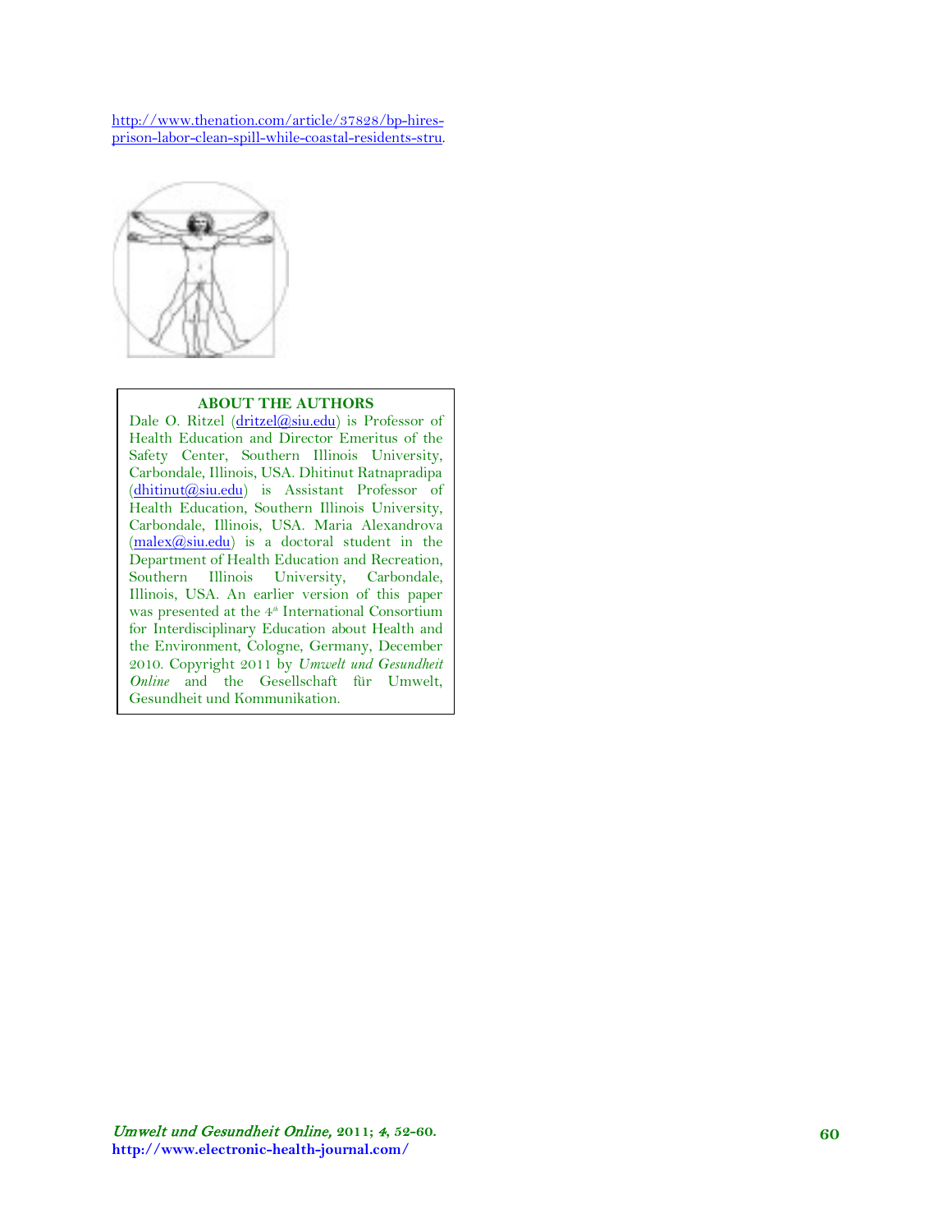http://www.thenation.com/article/37828/bp-hires-prison-labor-clean-spill-while-coastal-residents-stru.

**ABOUT THE AUTHORS**

Dale O. Ritzel (dritzel@siu.edu) is Professor of Health Education and Director Emeritus of the Safety Center, Southern Illinois University, Carbondale, Illinois, USA. Dhitinut Ratnapradipa (dhitinut@siu.edu) is Assistant Professor of Health Education, Southern Illinois University, Carbondale, Illinois, USA. Maria Alexandrova (malex@siu.edu) is a doctoral student in the Department of Health Education and Recreation, Southern Illinois University, Carbondale, Illinois, USA. An earlier version of this paper was presented at the 4th International Consortium for Interdisciplinary Education about Health and the Environment, Cologne, Germany, December 2010. Copyright 2011 by *Umwelt und Gesundheit Online* and the Gesellschaft für Umwelt, Gesundheit und Kommunikation.